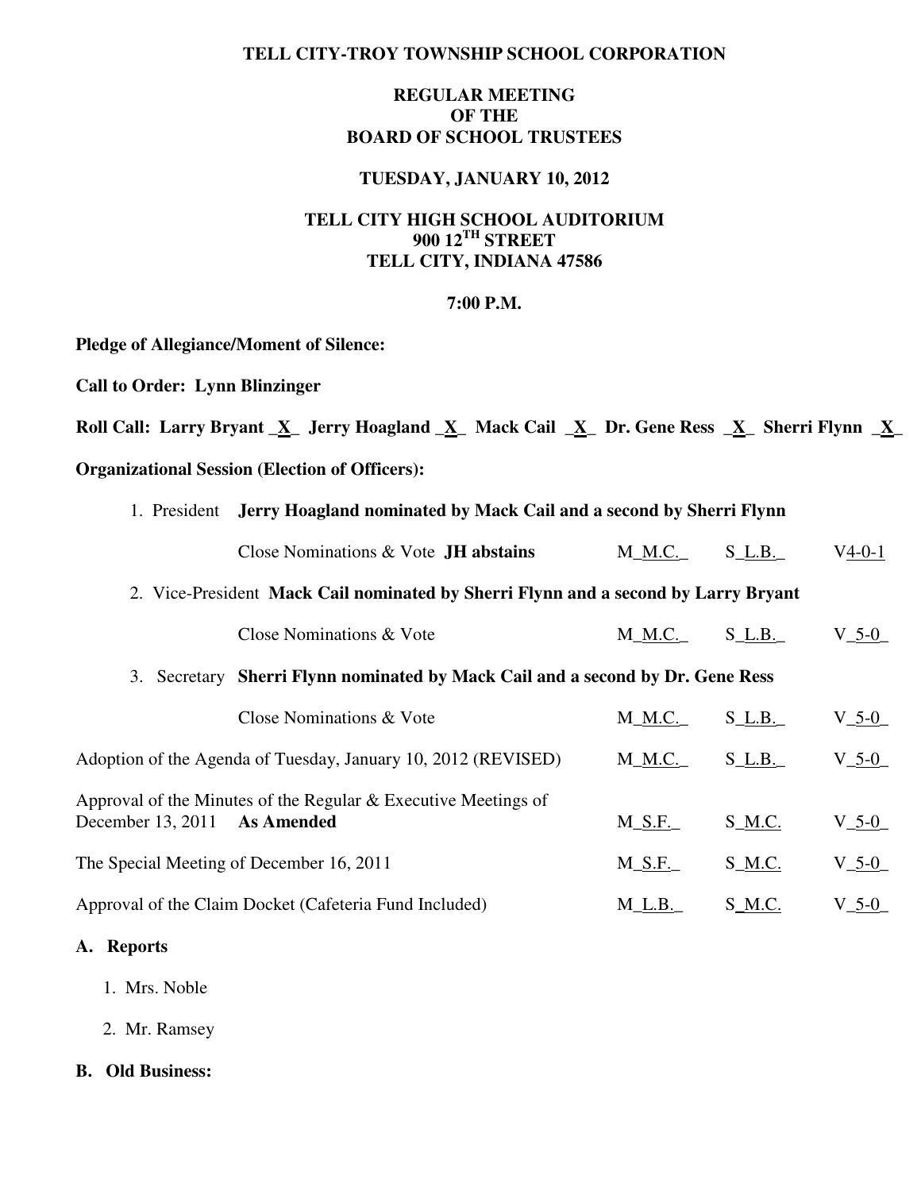# TELL CITY-TROY TOWNSHIP SCHOOL CORPORATION

## REGULAR MEETING OF THE BOARD OF SCHOOL TRUSTEES

### TUESDAY, JANUARY 10, 2012

### TELL CITY HIGH SCHOOL AUDITORIUM
### 900 12TH STREET
### TELL CITY, INDIANA 47586

### 7:00 P.M.

**Pledge of Allegiance/Moment of Silence:**

**Call to Order: Lynn Blinzinger**

**Roll Call: Larry Bryant _X_ Jerry Hoagland _X_ Mack Cail _X_ Dr. Gene Ress _X_ Sherri Flynn _X_**

**Organizational Session (Election of Officers):**

1. President **Jerry Hoagland nominated by Mack Cail and a second by Sherri Flynn**

   Close Nominations & Vote **JH abstains** M_M.C._ S_L.B._ V4-0-1

2. Vice-President **Mack Cail nominated by Sherri Flynn and a second by Larry Bryant**

   Close Nominations & Vote M_M.C._ S_L.B._ V_5-0_

3. Secretary **Sherri Flynn nominated by Mack Cail and a second by Dr. Gene Ress**

   Close Nominations & Vote M_M.C._ S_L.B._ V_5-0_

Adoption of the Agenda of Tuesday, January 10, 2012 (REVISED) M_M.C._ S_L.B._ V_5-0_

Approval of the Minutes of the Regular & Executive Meetings of December 13, 2011 **As Amended** M_S.F._ S_M.C. V_5-0_

The Special Meeting of December 16, 2011 M_S.F._ S_M.C. V_5-0_

Approval of the Claim Docket (Cafeteria Fund Included) M_L.B._ S_M.C. V_5-0_

## A. Reports

1. Mrs. Noble
2. Mr. Ramsey

## B. Old Business: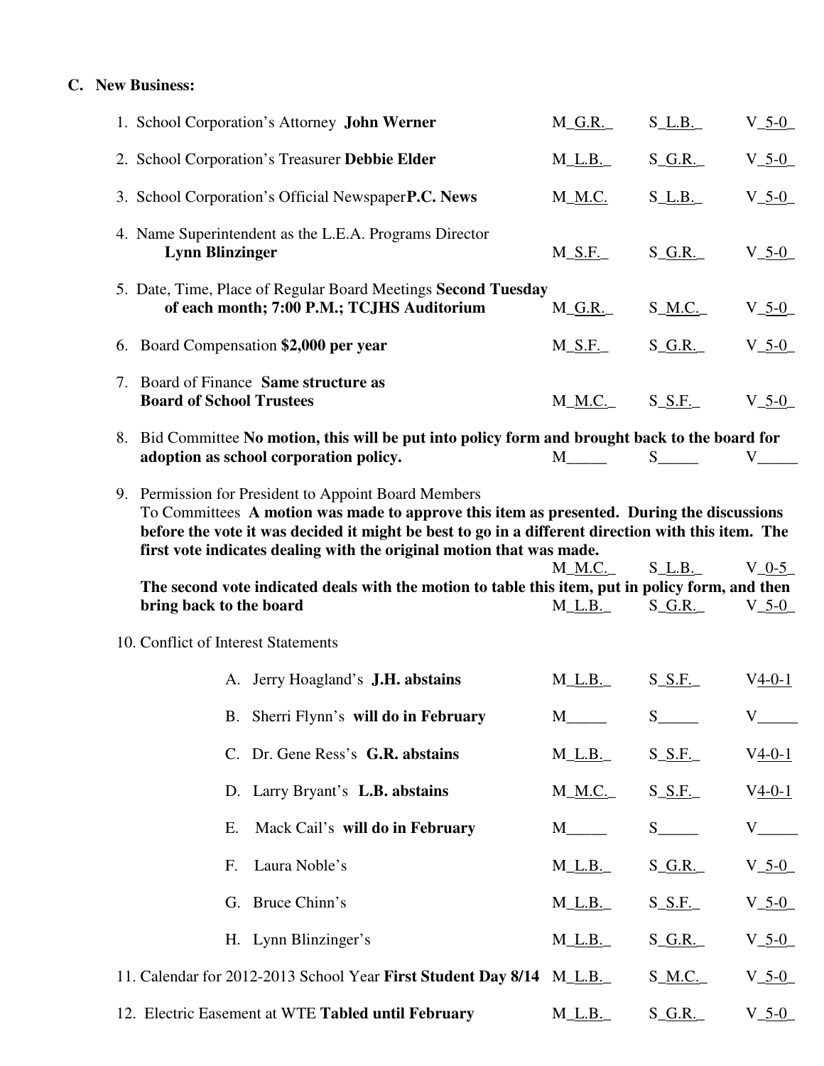### C. New Business:

1. School Corporation's Attorney **John Werner** M_G.R._ S_L.B._ V_5-0_

2. School Corporation's Treasurer **Debbie Elder** M_L.B._ S_G.R._ V_5-0_

3. School Corporation's Official Newspaper **P.C. News** M_M.C. S_L.B._ V_5-0_

4. Name Superintendent as the L.E.A. Programs Director **Lynn Blinzinger** M_S.F._ S_G.R._ V_5-0_

5. Date, Time, Place of Regular Board Meetings **Second Tuesday of each month; 7:00 P.M.; TCJHS Auditorium** M_G.R._ S_M.C._ V_5-0_

6. Board Compensation **$2,000 per year** M_S.F._ S_G.R._ V_5-0_

7. Board of Finance **Same structure as Board of School Trustees** M_M.C._ S_S.F._ V_5-0_

8. Bid Committee **No motion, this will be put into policy form and brought back to the board for adoption as school corporation policy.** M_____ S_____ V_____

9. Permission for President to Appoint Board Members To Committees **A motion was made to approve this item as presented. During the discussions before the vote it was decided it might be best to go in a different direction with this item. The first vote indicates dealing with the original motion that was made.** M_M.C._ S_L.B._ V_0-5_
   **The second vote indicated deals with the motion to table this item, put in policy form, and then bring back to the board** M_L.B._ S_G.R._ V_5-0_

10. Conflict of Interest Statements

    A. Jerry Hoagland's **J.H. abstains** M_L.B._ S_S.F._ V4-0-1

    B. Sherri Flynn's **will do in February** M_____ S_____ V_____

    C. Dr. Gene Ress's **G.R. abstains** M_L.B._ S_S.F._ V4-0-1

    D. Larry Bryant's **L.B. abstains** M_M.C._ S_S.F._ V4-0-1

    E. Mack Cail's **will do in February** M_____ S_____ V_____

    F. Laura Noble's M_L.B._ S_G.R._ V_5-0_

    G. Bruce Chinn's M_L.B._ S_S.F._ V_5-0_

    H. Lynn Blinzinger's M_L.B._ S_G.R._ V_5-0_

11. Calendar for 2012-2013 School Year **First Student Day 8/14** M_L.B._ S_M.C._ V_5-0_

12. Electric Easement at WTE **Tabled until February** M_L.B._ S_G.R._ V_5-0_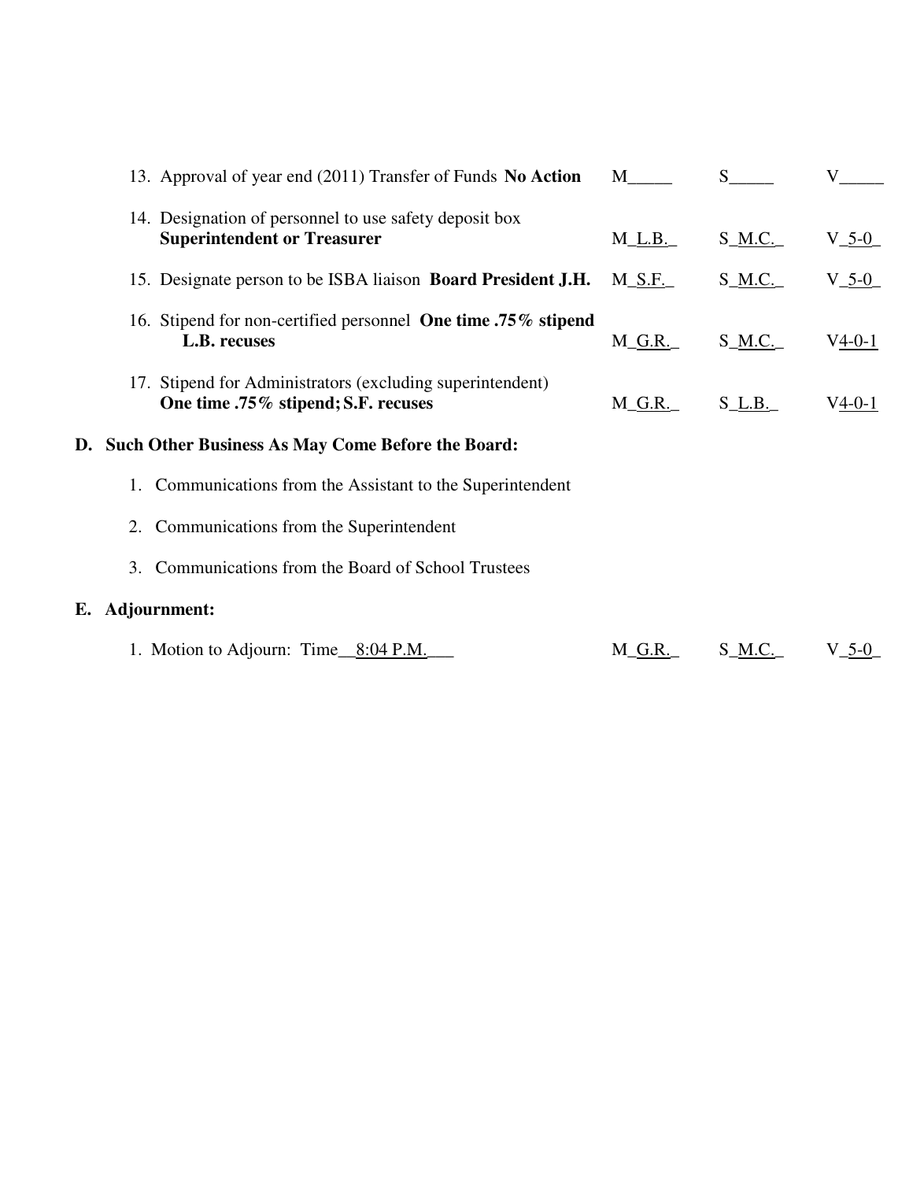13. Approval of year end (2011) Transfer of Funds **No Action** M_____ S_____ V_____

14. Designation of personnel to use safety deposit box **Superintendent or Treasurer** M_L.B._ S_M.C._ V_5-0_

15. Designate person to be ISBA liaison **Board President J.H.** M_S.F._ S_M.C._ V_5-0_

16. Stipend for non-certified personnel **One time .75% stipend L.B. recuses** M_G.R._ S_M.C._ V4-0-1

17. Stipend for Administrators (excluding superintendent) **One time .75% stipend; S.F. recuses** M_G.R._ S_L.B._ V4-0-1

**D. Such Other Business As May Come Before the Board:**

1. Communications from the Assistant to the Superintendent
2. Communications from the Superintendent
3. Communications from the Board of School Trustees

**E. Adjournment:**

1. Motion to Adjourn: Time__8:04 P.M.___ M_G.R._ S_M.C._ V_5-0_